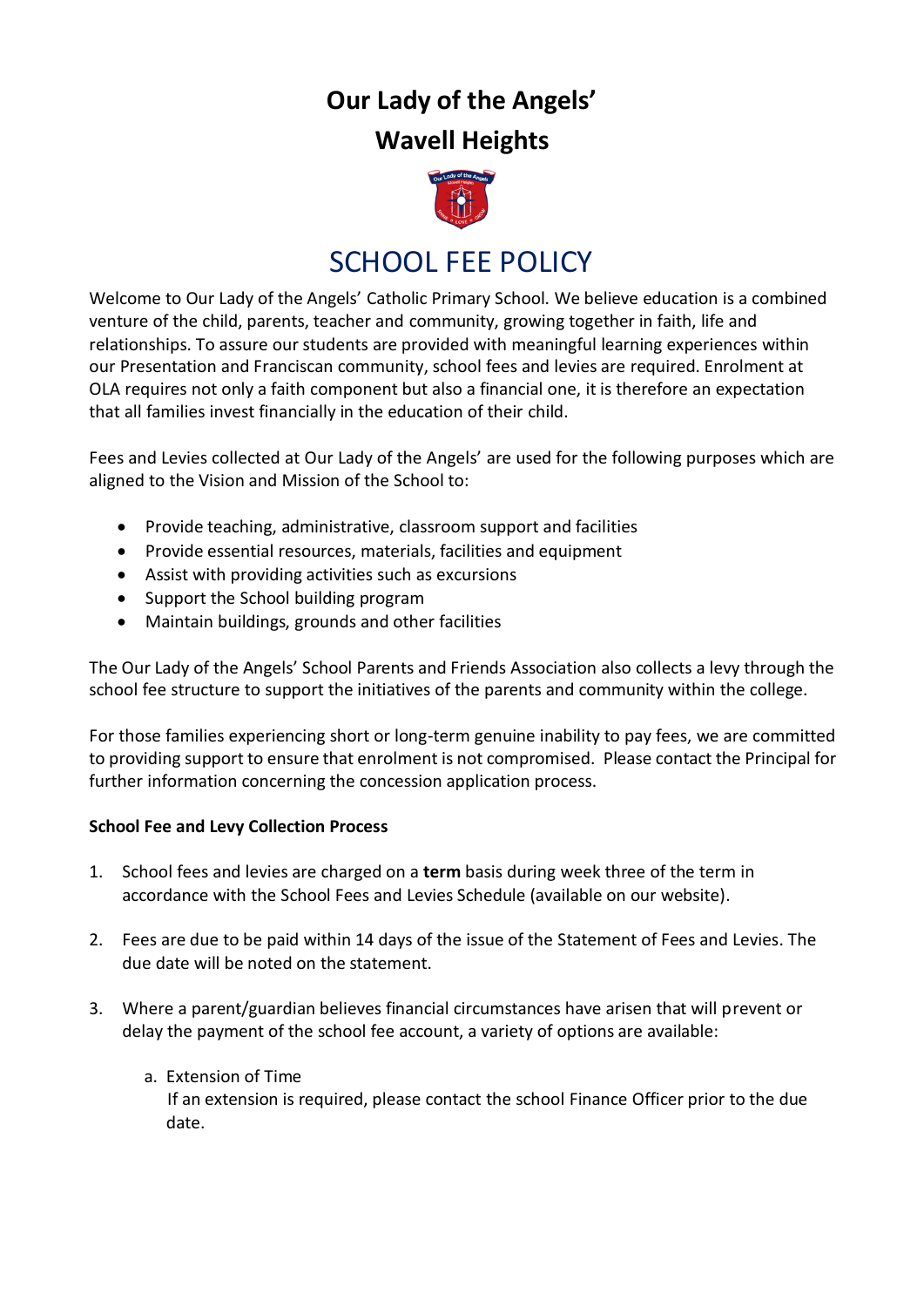# Our Lady of the Angels'
# Wavell Heights

## SCHOOL FEE POLICY

Welcome to Our Lady of the Angels' Catholic Primary School. We believe education is a combined venture of the child, parents, teacher and community, growing together in faith, life and relationships. To assure our students are provided with meaningful learning experiences within our Presentation and Franciscan community, school fees and levies are required. Enrolment at OLA requires not only a faith component but also a financial one, it is therefore an expectation that all families invest financially in the education of their child.

Fees and Levies collected at Our Lady of the Angels' are used for the following purposes which are aligned to the Vision and Mission of the School to:

- Provide teaching, administrative, classroom support and facilities
- Provide essential resources, materials, facilities and equipment
- Assist with providing activities such as excursions
- Support the School building program
- Maintain buildings, grounds and other facilities

The Our Lady of the Angels' School Parents and Friends Association also collects a levy through the school fee structure to support the initiatives of the parents and community within the college.

For those families experiencing short or long-term genuine inability to pay fees, we are committed to providing support to ensure that enrolment is not compromised. Please contact the Principal for further information concerning the concession application process.

**School Fee and Levy Collection Process**

1. School fees and levies are charged on a **term** basis during week three of the term in accordance with the School Fees and Levies Schedule (available on our website).

2. Fees are due to be paid within 14 days of the issue of the Statement of Fees and Levies. The due date will be noted on the statement.

3. Where a parent/guardian believes financial circumstances have arisen that will prevent or delay the payment of the school fee account, a variety of options are available:

   a. Extension of Time
      If an extension is required, please contact the school Finance Officer prior to the due date.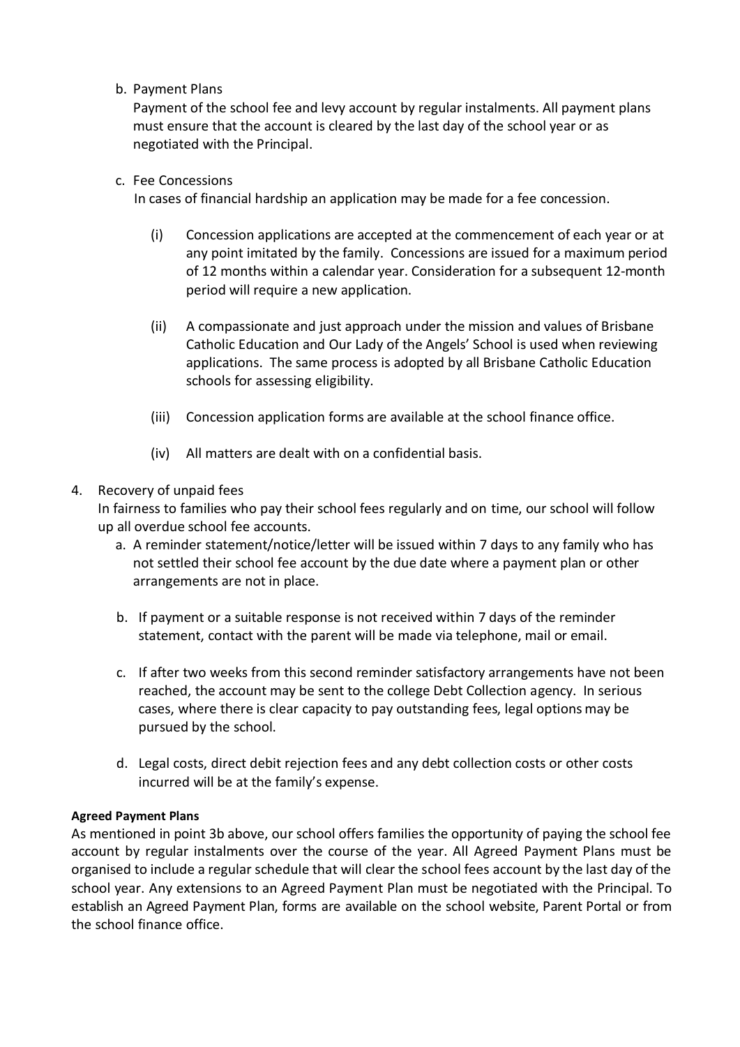b. Payment Plans

   Payment of the school fee and levy account by regular instalments. All payment plans must ensure that the account is cleared by the last day of the school year or as negotiated with the Principal.

c. Fee Concessions

   In cases of financial hardship an application may be made for a fee concession.

   (i) Concession applications are accepted at the commencement of each year or at any point imitated by the family. Concessions are issued for a maximum period of 12 months within a calendar year. Consideration for a subsequent 12-month period will require a new application.

   (ii) A compassionate and just approach under the mission and values of Brisbane Catholic Education and Our Lady of the Angels' School is used when reviewing applications. The same process is adopted by all Brisbane Catholic Education schools for assessing eligibility.

   (iii) Concession application forms are available at the school finance office.

   (iv) All matters are dealt with on a confidential basis.

4. Recovery of unpaid fees

   In fairness to families who pay their school fees regularly and on time, our school will follow up all overdue school fee accounts.

   a. A reminder statement/notice/letter will be issued within 7 days to any family who has not settled their school fee account by the due date where a payment plan or other arrangements are not in place.

   b. If payment or a suitable response is not received within 7 days of the reminder statement, contact with the parent will be made via telephone, mail or email.

   c. If after two weeks from this second reminder satisfactory arrangements have not been reached, the account may be sent to the college Debt Collection agency. In serious cases, where there is clear capacity to pay outstanding fees, legal options may be pursued by the school.

   d. Legal costs, direct debit rejection fees and any debt collection costs or other costs incurred will be at the family's expense.

**Agreed Payment Plans**

As mentioned in point 3b above, our school offers families the opportunity of paying the school fee account by regular instalments over the course of the year. All Agreed Payment Plans must be organised to include a regular schedule that will clear the school fees account by the last day of the school year. Any extensions to an Agreed Payment Plan must be negotiated with the Principal. To establish an Agreed Payment Plan, forms are available on the school website, Parent Portal or from the school finance office.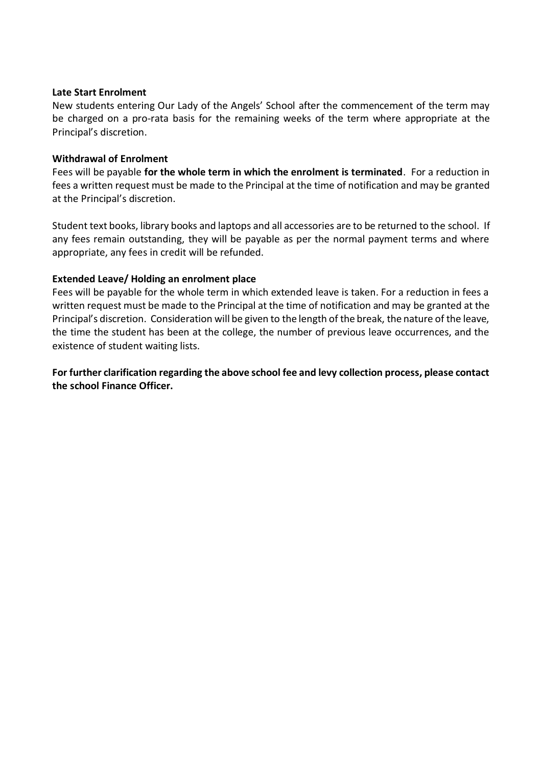**Late Start Enrolment**

New students entering Our Lady of the Angels' School after the commencement of the term may be charged on a pro-rata basis for the remaining weeks of the term where appropriate at the Principal's discretion.

**Withdrawal of Enrolment**

Fees will be payable **for the whole term in which the enrolment is terminated**. For a reduction in fees a written request must be made to the Principal at the time of notification and may be granted at the Principal's discretion.

Student text books, library books and laptops and all accessories are to be returned to the school. If any fees remain outstanding, they will be payable as per the normal payment terms and where appropriate, any fees in credit will be refunded.

**Extended Leave/ Holding an enrolment place**

Fees will be payable for the whole term in which extended leave is taken. For a reduction in fees a written request must be made to the Principal at the time of notification and may be granted at the Principal's discretion. Consideration will be given to the length of the break, the nature of the leave, the time the student has been at the college, the number of previous leave occurrences, and the existence of student waiting lists.

**For further clarification regarding the above school fee and levy collection process, please contact the school Finance Officer.**